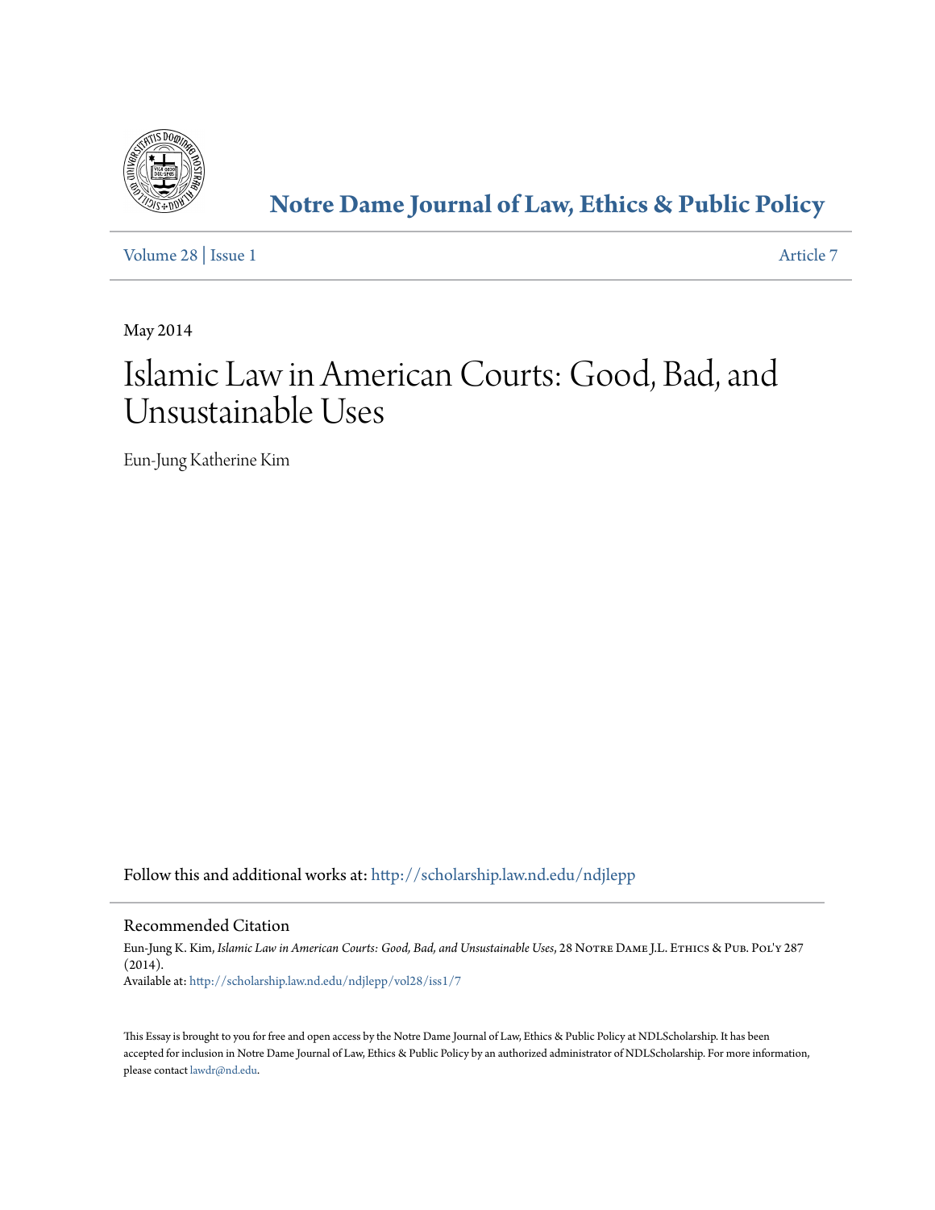# Notre Dame Journal of Law, Ethics & Public Policy

Volume 28 | Issue 1 Article 7

May 2014

# Islamic Law in American Courts: Good, Bad, and Unsustainable Uses

Eun-Jung Katherine Kim

Follow this and additional works at: http://scholarship.law.nd.edu/ndjlepp

## Recommended Citation

Eun-Jung K. Kim, *Islamic Law in American Courts: Good, Bad, and Unsustainable Uses*, 28 Notre Dame J.L. Ethics & Pub. Pol'y 287 (2014).
Available at: http://scholarship.law.nd.edu/ndjlepp/vol28/iss1/7

This Essay is brought to you for free and open access by the Notre Dame Journal of Law, Ethics & Public Policy at NDLScholarship. It has been accepted for inclusion in Notre Dame Journal of Law, Ethics & Public Policy by an authorized administrator of NDLScholarship. For more information, please contact lawdr@nd.edu.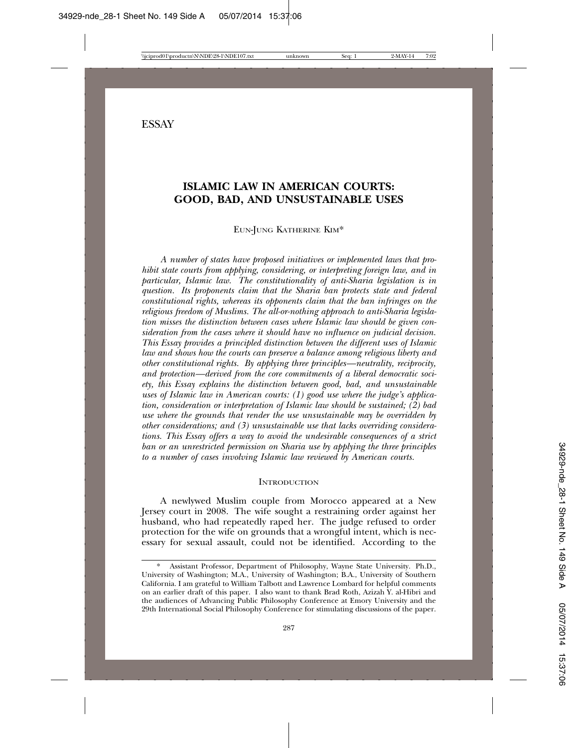ESSAY

# ISLAMIC LAW IN AMERICAN COURTS: GOOD, BAD, AND UNSUSTAINABLE USES

Eun-Jung Katherine Kim*

*A number of states have proposed initiatives or implemented laws that prohibit state courts from applying, considering, or interpreting foreign law, and in particular, Islamic law. The constitutionality of anti-Sharia legislation is in question. Its proponents claim that the Sharia ban protects state and federal constitutional rights, whereas its opponents claim that the ban infringes on the religious freedom of Muslims. The all-or-nothing approach to anti-Sharia legislation misses the distinction between cases where Islamic law should be given consideration from the cases where it should have no influence on judicial decision. This Essay provides a principled distinction between the different uses of Islamic law and shows how the courts can preserve a balance among religious liberty and other constitutional rights. By applying three principles—neutrality, reciprocity, and protection—derived from the core commitments of a liberal democratic society, this Essay explains the distinction between good, bad, and unsustainable uses of Islamic law in American courts: (1) good use where the judge's application, consideration or interpretation of Islamic law should be sustained; (2) bad use where the grounds that render the use unsustainable may be overridden by other considerations; and (3) unsustainable use that lacks overriding considerations. This Essay offers a way to avoid the undesirable consequences of a strict ban or an unrestricted permission on Sharia use by applying the three principles to a number of cases involving Islamic law reviewed by American courts.*

## Introduction

A newlywed Muslim couple from Morocco appeared at a New Jersey court in 2008. The wife sought a restraining order against her husband, who had repeatedly raped her. The judge refused to order protection for the wife on grounds that a wrongful intent, which is necessary for sexual assault, could not be identified. According to the

---

\* Assistant Professor, Department of Philosophy, Wayne State University. Ph.D., University of Washington; M.A., University of Washington; B.A., University of Southern California. I am grateful to William Talbott and Lawrence Lombard for helpful comments on an earlier draft of this paper. I also want to thank Brad Roth, Azizah Y. al-Hibri and the audiences of Advancing Public Philosophy Conference at Emory University and the 29th International Social Philosophy Conference for stimulating discussions of the paper.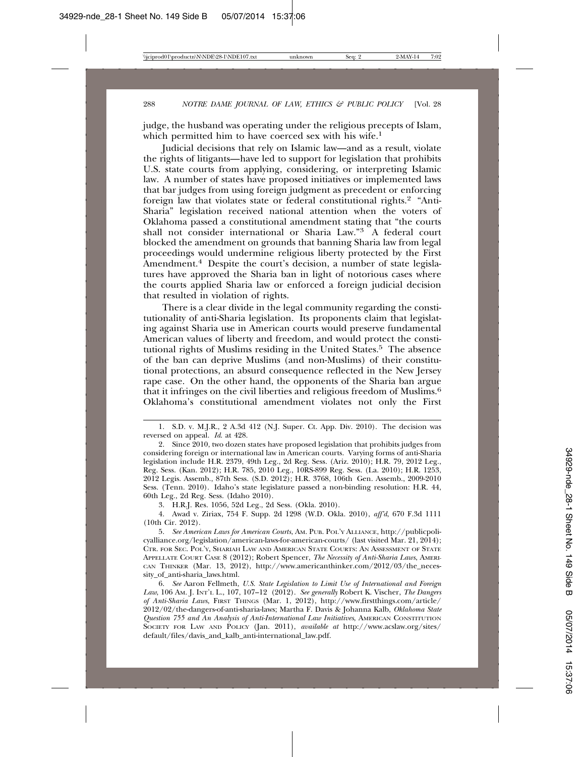judge, the husband was operating under the religious precepts of Islam, which permitted him to have coerced sex with his wife.[1]

Judicial decisions that rely on Islamic law—and as a result, violate the rights of litigants—have led to support for legislation that prohibits U.S. state courts from applying, considering, or interpreting Islamic law. A number of states have proposed initiatives or implemented laws that bar judges from using foreign judgment as precedent or enforcing foreign law that violates state or federal constitutional rights.[2] "Anti-Sharia" legislation received national attention when the voters of Oklahoma passed a constitutional amendment stating that "the courts shall not consider international or Sharia Law."[3] A federal court blocked the amendment on grounds that banning Sharia law from legal proceedings would undermine religious liberty protected by the First Amendment.[4] Despite the court's decision, a number of state legislatures have approved the Sharia ban in light of notorious cases where the courts applied Sharia law or enforced a foreign judicial decision that resulted in violation of rights.

There is a clear divide in the legal community regarding the constitutionality of anti-Sharia legislation. Its proponents claim that legislating against Sharia use in American courts would preserve fundamental American values of liberty and freedom, and would protect the constitutional rights of Muslims residing in the United States.[5] The absence of the ban can deprive Muslims (and non-Muslims) of their constitutional protections, an absurd consequence reflected in the New Jersey rape case. On the other hand, the opponents of the Sharia ban argue that it infringes on the civil liberties and religious freedom of Muslims.[6] Oklahoma's constitutional amendment violates not only the First

---

1. S.D. v. M.J.R., 2 A.3d 412 (N.J. Super. Ct. App. Div. 2010). The decision was reversed on appeal. *Id.* at 428.

2. Since 2010, two dozen states have proposed legislation that prohibits judges from considering foreign or international law in American courts. Varying forms of anti-Sharia legislation include H.R. 2379, 49th Leg., 2d Reg. Sess. (Ariz. 2010); H.R. 79, 2012 Leg., Reg. Sess. (Kan. 2012); H.R. 785, 2010 Leg., 10RS-899 Reg. Sess. (La. 2010); H.R. 1253, 2012 Legis. Assemb., 87th Sess. (S.D. 2012); H.R. 3768, 106th Gen. Assemb., 2009-2010 Sess. (Tenn. 2010). Idaho's state legislature passed a non-binding resolution: H.R. 44, 60th Leg., 2d Reg. Sess. (Idaho 2010).

3. H.R.J. Res. 1056, 52d Leg., 2d Sess. (Okla. 2010).

4. Awad v. Ziriax, 754 F. Supp. 2d 1298 (W.D. Okla. 2010), *aff'd*, 670 F.3d 1111 (10th Cir. 2012).

5. *See American Laws for American Courts*, AM. PUB. POL'Y ALLIANCE, http://publicpolicyalliance.org/legislation/american-laws-for-american-courts/ (last visited Mar. 21, 2014); CTR. FOR SEC. POL'Y, SHARIAH LAW AND AMERICAN STATE COURTS: AN ASSESSMENT OF STATE APPELLATE COURT CASE 8 (2012); Robert Spencer, *The Necessity of Anti-Sharia Laws*, AMERICAN THINKER (Mar. 13, 2012), http://www.americanthinker.com/2012/03/the_necessity_of_anti-sharia_laws.html.

6. *See* Aaron Fellmeth, *U.S. State Legislation to Limit Use of International and Foreign Law*, 106 AM. J. INT'L L., 107, 107–12 (2012). *See generally* Robert K. Vischer, *The Dangers of Anti-Sharia Laws*, FIRST THINGS (Mar. 1, 2012), http://www.firstthings.com/article/2012/02/the-dangers-of-anti-sharia-laws; Martha F. Davis & Johanna Kalb, *Oklahoma State Question 755 and An Analysis of Anti-International Law Initiatives*, AMERICAN CONSTITUTION SOCIETY FOR LAW AND POLICY (Jan. 2011), *available at* http://www.acslaw.org/sites/default/files/davis_and_kalb_anti-international_law.pdf.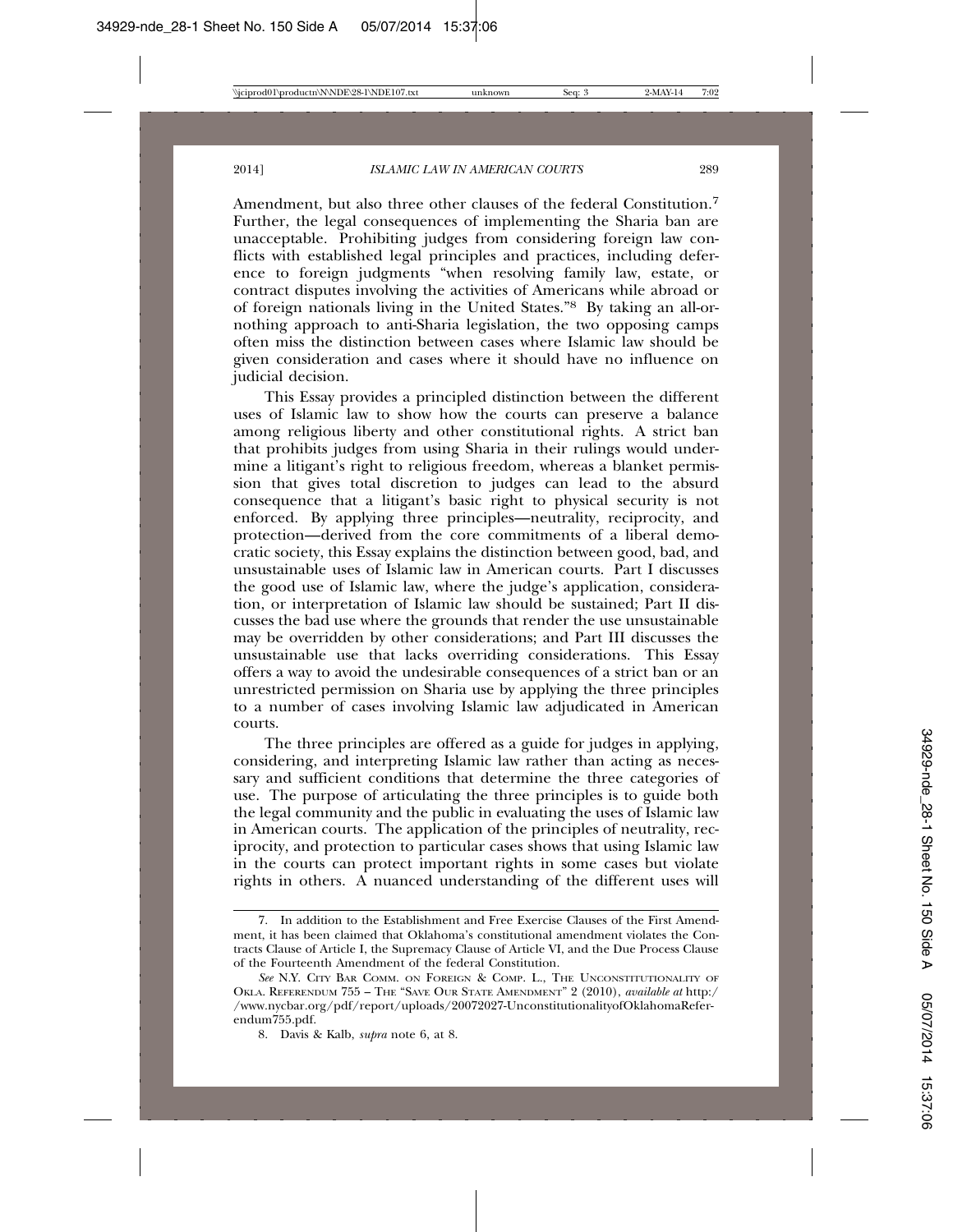Amendment, but also three other clauses of the federal Constitution.[7] Further, the legal consequences of implementing the Sharia ban are unacceptable. Prohibiting judges from considering foreign law conflicts with established legal principles and practices, including deference to foreign judgments "when resolving family law, estate, or contract disputes involving the activities of Americans while abroad or of foreign nationals living in the United States."[8] By taking an all-or-nothing approach to anti-Sharia legislation, the two opposing camps often miss the distinction between cases where Islamic law should be given consideration and cases where it should have no influence on judicial decision.

This Essay provides a principled distinction between the different uses of Islamic law to show how the courts can preserve a balance among religious liberty and other constitutional rights. A strict ban that prohibits judges from using Sharia in their rulings would undermine a litigant's right to religious freedom, whereas a blanket permission that gives total discretion to judges can lead to the absurd consequence that a litigant's basic right to physical security is not enforced. By applying three principles—neutrality, reciprocity, and protection—derived from the core commitments of a liberal democratic society, this Essay explains the distinction between good, bad, and unsustainable uses of Islamic law in American courts. Part I discusses the good use of Islamic law, where the judge's application, consideration, or interpretation of Islamic law should be sustained; Part II discusses the bad use where the grounds that render the use unsustainable may be overridden by other considerations; and Part III discusses the unsustainable use that lacks overriding considerations. This Essay offers a way to avoid the undesirable consequences of a strict ban or an unrestricted permission on Sharia use by applying the three principles to a number of cases involving Islamic law adjudicated in American courts.

The three principles are offered as a guide for judges in applying, considering, and interpreting Islamic law rather than acting as necessary and sufficient conditions that determine the three categories of use. The purpose of articulating the three principles is to guide both the legal community and the public in evaluating the uses of Islamic law in American courts. The application of the principles of neutrality, reciprocity, and protection to particular cases shows that using Islamic law in the courts can protect important rights in some cases but violate rights in others. A nuanced understanding of the different uses will

---

7. In addition to the Establishment and Free Exercise Clauses of the First Amendment, it has been claimed that Oklahoma's constitutional amendment violates the Contracts Clause of Article I, the Supremacy Clause of Article VI, and the Due Process Clause of the Fourteenth Amendment of the federal Constitution.

*See* N.Y. City Bar Comm. on Foreign & Comp. L., The Unconstitutionality of Okla. Referendum 755 – The "Save Our State Amendment" 2 (2010), *available at* http://www.nycbar.org/pdf/report/uploads/20072027-UnconstitutionalityofOklahomaReferendum755.pdf.

8. Davis & Kalb, *supra* note 6, at 8.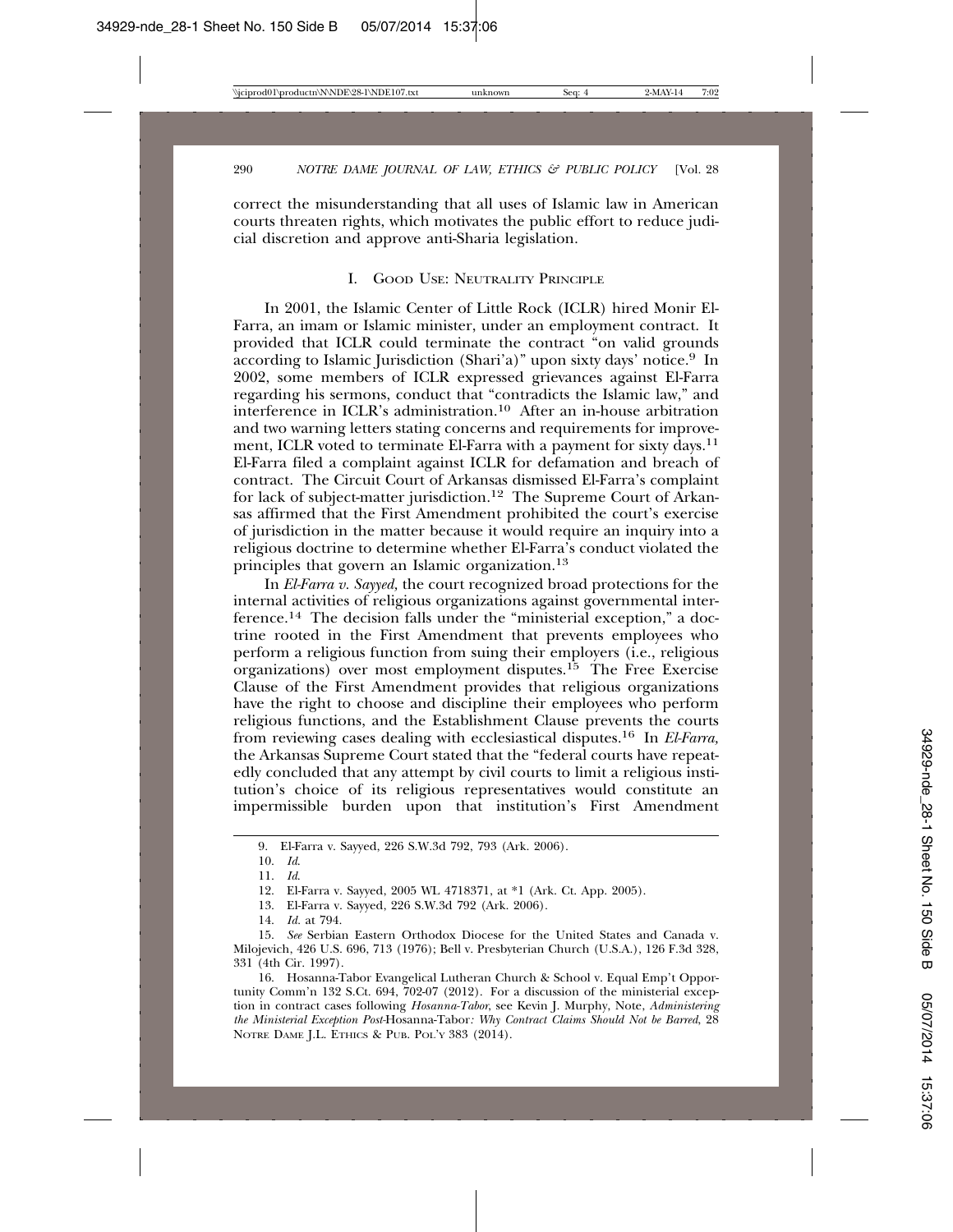correct the misunderstanding that all uses of Islamic law in American courts threaten rights, which motivates the public effort to reduce judicial discretion and approve anti-Sharia legislation.

## I. Good Use: Neutrality Principle

In 2001, the Islamic Center of Little Rock (ICLR) hired Monir El-Farra, an imam or Islamic minister, under an employment contract. It provided that ICLR could terminate the contract "on valid grounds according to Islamic Jurisdiction (Shari'a)" upon sixty days' notice.[9] In 2002, some members of ICLR expressed grievances against El-Farra regarding his sermons, conduct that "contradicts the Islamic law," and interference in ICLR's administration.[10] After an in-house arbitration and two warning letters stating concerns and requirements for improvement, ICLR voted to terminate El-Farra with a payment for sixty days.[11] El-Farra filed a complaint against ICLR for defamation and breach of contract. The Circuit Court of Arkansas dismissed El-Farra's complaint for lack of subject-matter jurisdiction.[12] The Supreme Court of Arkansas affirmed that the First Amendment prohibited the court's exercise of jurisdiction in the matter because it would require an inquiry into a religious doctrine to determine whether El-Farra's conduct violated the principles that govern an Islamic organization.[13]

In *El-Farra v. Sayyed*, the court recognized broad protections for the internal activities of religious organizations against governmental interference.[14] The decision falls under the "ministerial exception," a doctrine rooted in the First Amendment that prevents employees who perform a religious function from suing their employers (i.e., religious organizations) over most employment disputes.[15] The Free Exercise Clause of the First Amendment provides that religious organizations have the right to choose and discipline their employees who perform religious functions, and the Establishment Clause prevents the courts from reviewing cases dealing with ecclesiastical disputes.[16] In *El-Farra*, the Arkansas Supreme Court stated that the "federal courts have repeatedly concluded that any attempt by civil courts to limit a religious institution's choice of its religious representatives would constitute an impermissible burden upon that institution's First Amendment

---

9. El-Farra v. Sayyed, 226 S.W.3d 792, 793 (Ark. 2006).

10. *Id.*

11. *Id.*

12. El-Farra v. Sayyed, 2005 WL 4718371, at *1 (Ark. Ct. App. 2005).

13. El-Farra v. Sayyed, 226 S.W.3d 792 (Ark. 2006).

14. *Id.* at 794.

15. *See* Serbian Eastern Orthodox Diocese for the United States and Canada v. Milojevich, 426 U.S. 696, 713 (1976); Bell v. Presbyterian Church (U.S.A.), 126 F.3d 328, 331 (4th Cir. 1997).

16. Hosanna-Tabor Evangelical Lutheran Church & School v. Equal Emp't Opportunity Comm'n 132 S.Ct. 694, 702-07 (2012). For a discussion of the ministerial exception in contract cases following *Hosanna-Tabor*, see Kevin J. Murphy, Note, *Administering the Ministerial Exception Post-*Hosanna-Tabor*: Why Contract Claims Should Not be Barred*, 28 Notre Dame J.L. Ethics & Pub. Pol'y 383 (2014).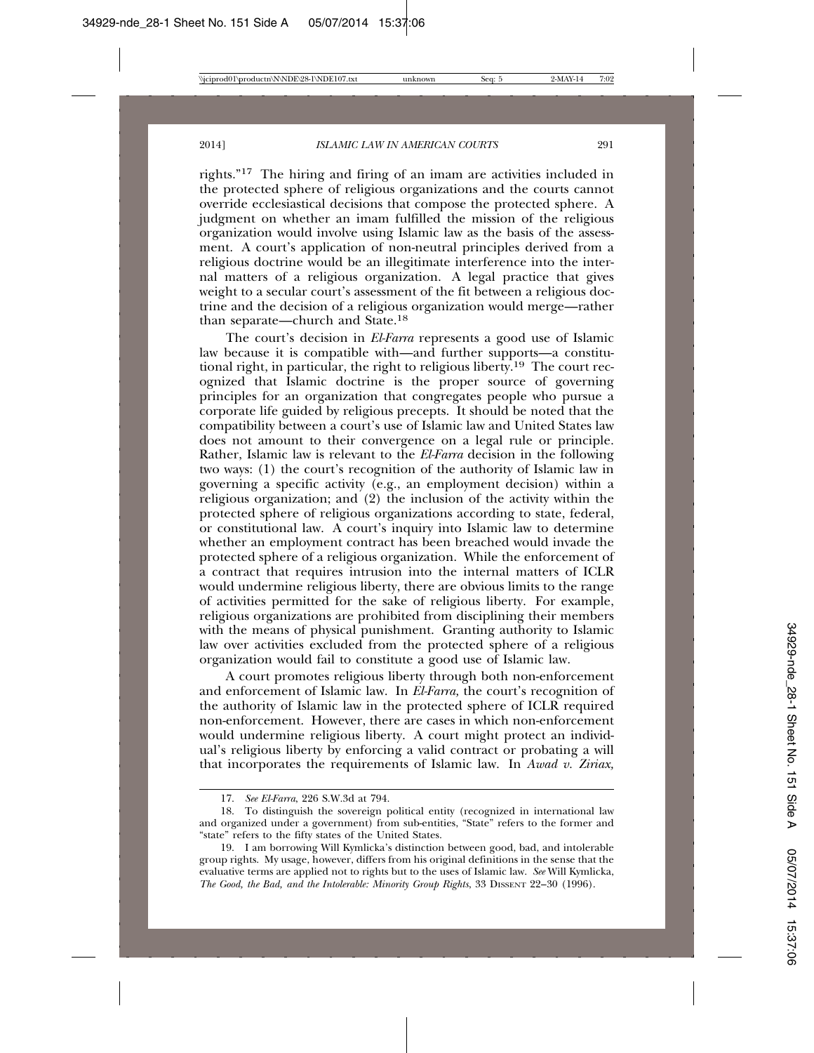rights."[17] The hiring and firing of an imam are activities included in the protected sphere of religious organizations and the courts cannot override ecclesiastical decisions that compose the protected sphere. A judgment on whether an imam fulfilled the mission of the religious organization would involve using Islamic law as the basis of the assessment. A court's application of non-neutral principles derived from a religious doctrine would be an illegitimate interference into the internal matters of a religious organization. A legal practice that gives weight to a secular court's assessment of the fit between a religious doctrine and the decision of a religious organization would merge—rather than separate—church and State.[18]

The court's decision in *El-Farra* represents a good use of Islamic law because it is compatible with—and further supports—a constitutional right, in particular, the right to religious liberty.[19] The court recognized that Islamic doctrine is the proper source of governing principles for an organization that congregates people who pursue a corporate life guided by religious precepts. It should be noted that the compatibility between a court's use of Islamic law and United States law does not amount to their convergence on a legal rule or principle. Rather, Islamic law is relevant to the *El-Farra* decision in the following two ways: (1) the court's recognition of the authority of Islamic law in governing a specific activity (e.g., an employment decision) within a religious organization; and (2) the inclusion of the activity within the protected sphere of religious organizations according to state, federal, or constitutional law. A court's inquiry into Islamic law to determine whether an employment contract has been breached would invade the protected sphere of a religious organization. While the enforcement of a contract that requires intrusion into the internal matters of ICLR would undermine religious liberty, there are obvious limits to the range of activities permitted for the sake of religious liberty. For example, religious organizations are prohibited from disciplining their members with the means of physical punishment. Granting authority to Islamic law over activities excluded from the protected sphere of a religious organization would fail to constitute a good use of Islamic law.

A court promotes religious liberty through both non-enforcement and enforcement of Islamic law. In *El-Farra,* the court's recognition of the authority of Islamic law in the protected sphere of ICLR required non-enforcement. However, there are cases in which non-enforcement would undermine religious liberty. A court might protect an individual's religious liberty by enforcing a valid contract or probating a will that incorporates the requirements of Islamic law. In *Awad v. Ziriax,*

17. *See El-Farra*, 226 S.W.3d at 794.

18. To distinguish the sovereign political entity (recognized in international law and organized under a government) from sub-entities, "State" refers to the former and "state" refers to the fifty states of the United States.

19. I am borrowing Will Kymlicka's distinction between good, bad, and intolerable group rights. My usage, however, differs from his original definitions in the sense that the evaluative terms are applied not to rights but to the uses of Islamic law. *See* Will Kymlicka, *The Good, the Bad, and the Intolerable: Minority Group Rights*, 33 Dissent 22–30 (1996).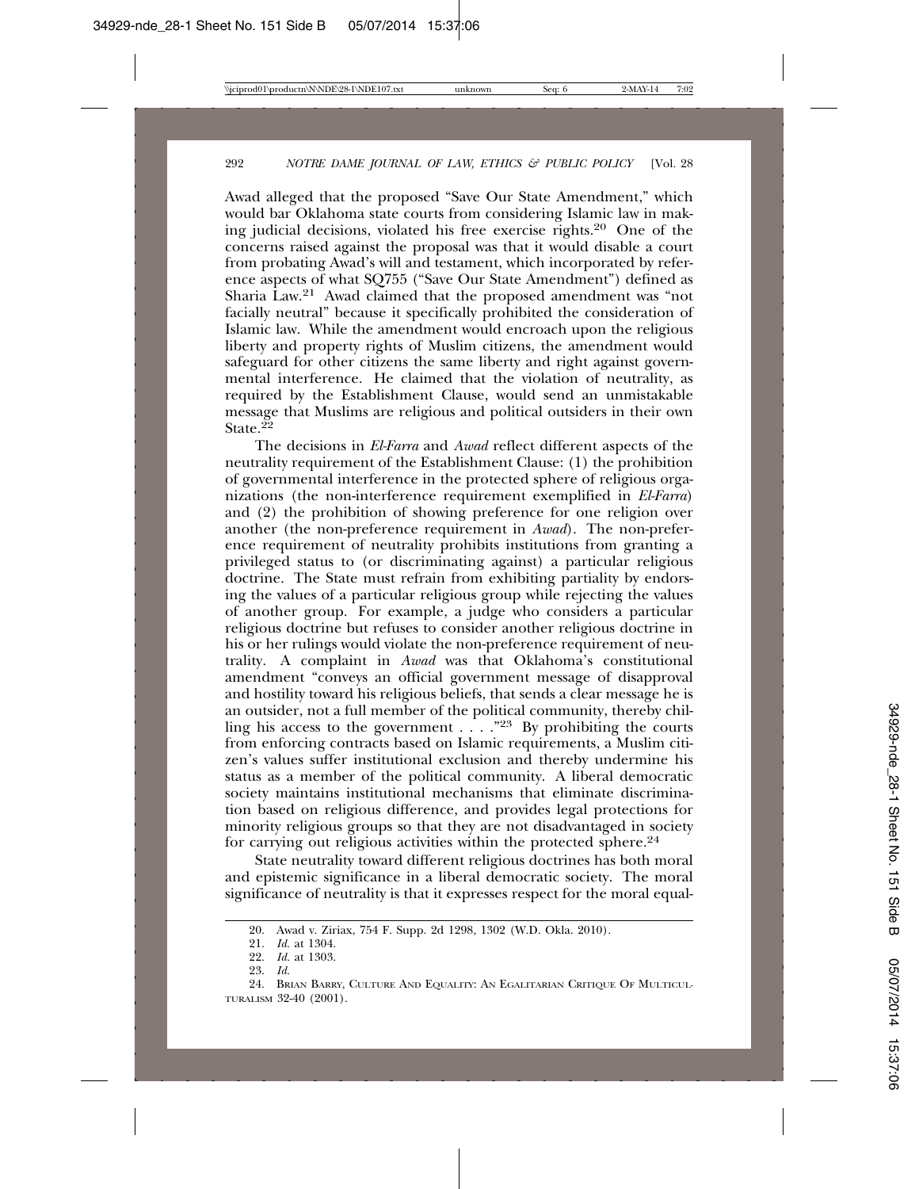Awad alleged that the proposed "Save Our State Amendment," which would bar Oklahoma state courts from considering Islamic law in making judicial decisions, violated his free exercise rights.[20] One of the concerns raised against the proposal was that it would disable a court from probating Awad's will and testament, which incorporated by reference aspects of what SQ755 ("Save Our State Amendment") defined as Sharia Law.[21] Awad claimed that the proposed amendment was "not facially neutral" because it specifically prohibited the consideration of Islamic law. While the amendment would encroach upon the religious liberty and property rights of Muslim citizens, the amendment would safeguard for other citizens the same liberty and right against governmental interference. He claimed that the violation of neutrality, as required by the Establishment Clause, would send an unmistakable message that Muslims are religious and political outsiders in their own State.[22]

The decisions in *El-Farra* and *Awad* reflect different aspects of the neutrality requirement of the Establishment Clause: (1) the prohibition of governmental interference in the protected sphere of religious organizations (the non-interference requirement exemplified in *El-Farra*) and (2) the prohibition of showing preference for one religion over another (the non-preference requirement in *Awad*). The non-preference requirement of neutrality prohibits institutions from granting a privileged status to (or discriminating against) a particular religious doctrine. The State must refrain from exhibiting partiality by endorsing the values of a particular religious group while rejecting the values of another group. For example, a judge who considers a particular religious doctrine but refuses to consider another religious doctrine in his or her rulings would violate the non-preference requirement of neutrality. A complaint in *Awad* was that Oklahoma's constitutional amendment "conveys an official government message of disapproval and hostility toward his religious beliefs, that sends a clear message he is an outsider, not a full member of the political community, thereby chilling his access to the government . . . ."[23] By prohibiting the courts from enforcing contracts based on Islamic requirements, a Muslim citizen's values suffer institutional exclusion and thereby undermine his status as a member of the political community. A liberal democratic society maintains institutional mechanisms that eliminate discrimination based on religious difference, and provides legal protections for minority religious groups so that they are not disadvantaged in society for carrying out religious activities within the protected sphere.[24]

State neutrality toward different religious doctrines has both moral and epistemic significance in a liberal democratic society. The moral significance of neutrality is that it expresses respect for the moral equal-

20. Awad v. Ziriax, 754 F. Supp. 2d 1298, 1302 (W.D. Okla. 2010).

21. *Id.* at 1304.

22. *Id.* at 1303.

23. *Id.*

24. BRIAN BARRY, CULTURE AND EQUALITY: AN EGALITARIAN CRITIQUE OF MULTICULTURALISM 32-40 (2001).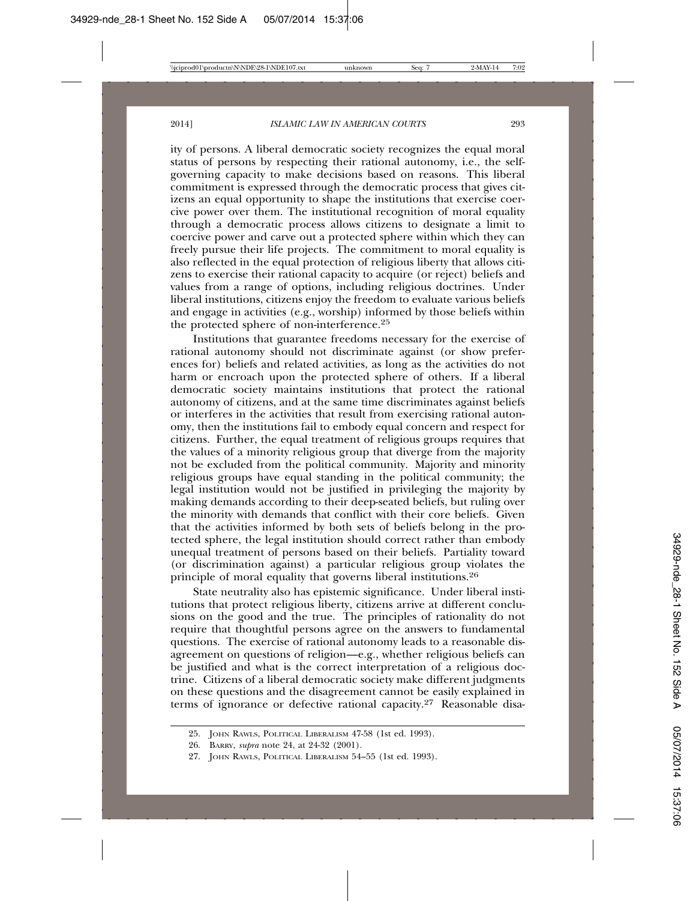ity of persons. A liberal democratic society recognizes the equal moral status of persons by respecting their rational autonomy, i.e., the self-governing capacity to make decisions based on reasons. This liberal commitment is expressed through the democratic process that gives citizens an equal opportunity to shape the institutions that exercise coercive power over them. The institutional recognition of moral equality through a democratic process allows citizens to designate a limit to coercive power and carve out a protected sphere within which they can freely pursue their life projects. The commitment to moral equality is also reflected in the equal protection of religious liberty that allows citizens to exercise their rational capacity to acquire (or reject) beliefs and values from a range of options, including religious doctrines. Under liberal institutions, citizens enjoy the freedom to evaluate various beliefs and engage in activities (e.g., worship) informed by those beliefs within the protected sphere of non-interference.[25]

Institutions that guarantee freedoms necessary for the exercise of rational autonomy should not discriminate against (or show preferences for) beliefs and related activities, as long as the activities do not harm or encroach upon the protected sphere of others. If a liberal democratic society maintains institutions that protect the rational autonomy of citizens, and at the same time discriminates against beliefs or interferes in the activities that result from exercising rational autonomy, then the institutions fail to embody equal concern and respect for citizens. Further, the equal treatment of religious groups requires that the values of a minority religious group that diverge from the majority not be excluded from the political community. Majority and minority religious groups have equal standing in the political community; the legal institution would not be justified in privileging the majority by making demands according to their deep-seated beliefs, but ruling over the minority with demands that conflict with their core beliefs. Given that the activities informed by both sets of beliefs belong in the protected sphere, the legal institution should correct rather than embody unequal treatment of persons based on their beliefs. Partiality toward (or discrimination against) a particular religious group violates the principle of moral equality that governs liberal institutions.[26]

State neutrality also has epistemic significance. Under liberal institutions that protect religious liberty, citizens arrive at different conclusions on the good and the true. The principles of rationality do not require that thoughtful persons agree on the answers to fundamental questions. The exercise of rational autonomy leads to a reasonable disagreement on questions of religion—e.g., whether religious beliefs can be justified and what is the correct interpretation of a religious doctrine. Citizens of a liberal democratic society make different judgments on these questions and the disagreement cannot be easily explained in terms of ignorance or defective rational capacity.[27] Reasonable disa-

---

25. John Rawls, Political Liberalism 47-58 (1st ed. 1993).

26. Barry, *supra* note 24, at 24-32 (2001).

27. John Rawls, Political Liberalism 54–55 (1st ed. 1993).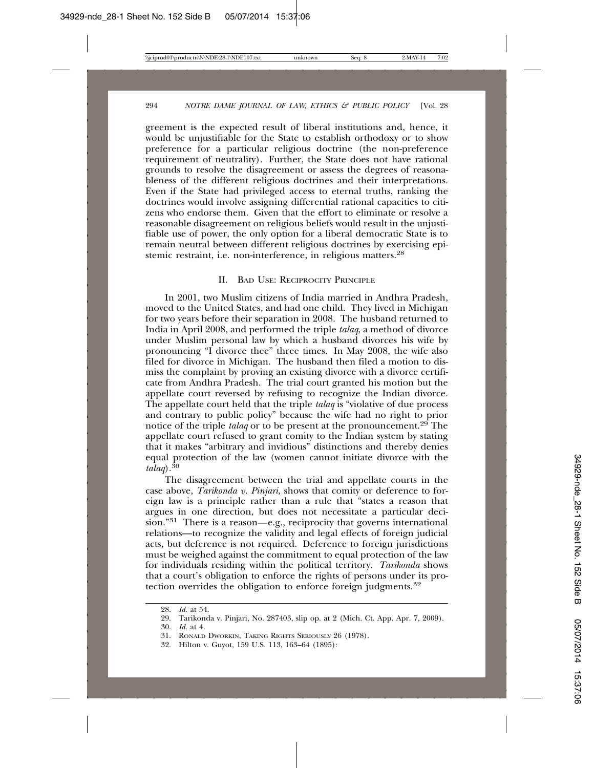greement is the expected result of liberal institutions and, hence, it would be unjustifiable for the State to establish orthodoxy or to show preference for a particular religious doctrine (the non-preference requirement of neutrality). Further, the State does not have rational grounds to resolve the disagreement or assess the degrees of reasonableness of the different religious doctrines and their interpretations. Even if the State had privileged access to eternal truths, ranking the doctrines would involve assigning differential rational capacities to citizens who endorse them. Given that the effort to eliminate or resolve a reasonable disagreement on religious beliefs would result in the unjustifiable use of power, the only option for a liberal democratic State is to remain neutral between different religious doctrines by exercising epistemic restraint, i.e. non-interference, in religious matters.[28]

## II. Bad Use: Reciprocity Principle

In 2001, two Muslim citizens of India married in Andhra Pradesh, moved to the United States, and had one child. They lived in Michigan for two years before their separation in 2008. The husband returned to India in April 2008, and performed the triple *talaq*, a method of divorce under Muslim personal law by which a husband divorces his wife by pronouncing "I divorce thee" three times. In May 2008, the wife also filed for divorce in Michigan. The husband then filed a motion to dismiss the complaint by proving an existing divorce with a divorce certificate from Andhra Pradesh. The trial court granted his motion but the appellate court reversed by refusing to recognize the Indian divorce. The appellate court held that the triple *talaq* is "violative of due process and contrary to public policy" because the wife had no right to prior notice of the triple *talaq* or to be present at the pronouncement.[29] The appellate court refused to grant comity to the Indian system by stating that it makes "arbitrary and invidious" distinctions and thereby denies equal protection of the law (women cannot initiate divorce with the *talaq*).[30]

The disagreement between the trial and appellate courts in the case above, *Tarikonda v. Pinjari*, shows that comity or deference to foreign law is a principle rather than a rule that "states a reason that argues in one direction, but does not necessitate a particular decision."[31] There is a reason—e.g., reciprocity that governs international relations—to recognize the validity and legal effects of foreign judicial acts, but deference is not required. Deference to foreign jurisdictions must be weighed against the commitment to equal protection of the law for individuals residing within the political territory. *Tarikonda* shows that a court's obligation to enforce the rights of persons under its protection overrides the obligation to enforce foreign judgments.[32]

---

28. *Id.* at 54.
29. Tarikonda v. Pinjari, No. 287403, slip op. at 2 (Mich. Ct. App. Apr. 7, 2009).
30. *Id.* at 4.
31. Ronald Dworkin, Taking Rights Seriously 26 (1978).
32. Hilton v. Guyot, 159 U.S. 113, 163–64 (1895):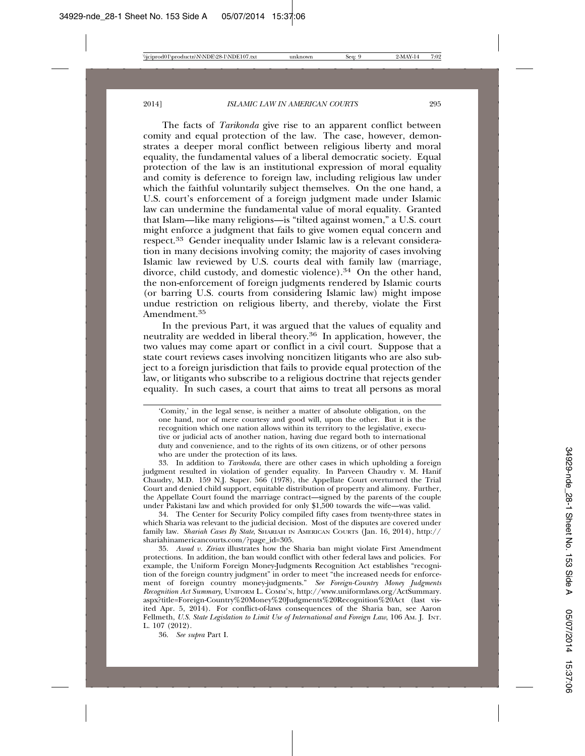The facts of *Tarikonda* give rise to an apparent conflict between comity and equal protection of the law. The case, however, demonstrates a deeper moral conflict between religious liberty and moral equality, the fundamental values of a liberal democratic society. Equal protection of the law is an institutional expression of moral equality and comity is deference to foreign law, including religious law under which the faithful voluntarily subject themselves. On the one hand, a U.S. court's enforcement of a foreign judgment made under Islamic law can undermine the fundamental value of moral equality. Granted that Islam—like many religions—is "tilted against women," a U.S. court might enforce a judgment that fails to give women equal concern and respect.[33] Gender inequality under Islamic law is a relevant consideration in many decisions involving comity; the majority of cases involving Islamic law reviewed by U.S. courts deal with family law (marriage, divorce, child custody, and domestic violence).[34] On the other hand, the non-enforcement of foreign judgments rendered by Islamic courts (or barring U.S. courts from considering Islamic law) might impose undue restriction on religious liberty, and thereby, violate the First Amendment.[35]

In the previous Part, it was argued that the values of equality and neutrality are wedded in liberal theory.[36] In application, however, the two values may come apart or conflict in a civil court. Suppose that a state court reviews cases involving noncitizen litigants who are also subject to a foreign jurisdiction that fails to provide equal protection of the law, or litigants who subscribe to a religious doctrine that rejects gender equality. In such cases, a court that aims to treat all persons as moral

---

> 'Comity,' in the legal sense, is neither a matter of absolute obligation, on the one hand, nor of mere courtesy and good will, upon the other. But it is the recognition which one nation allows within its territory to the legislative, executive or judicial acts of another nation, having due regard both to international duty and convenience, and to the rights of its own citizens, or of other persons who are under the protection of its laws.

33. In addition to *Tarikonda*, there are other cases in which upholding a foreign judgment resulted in violation of gender equality. In Parveen Chaudry v. M. Hanif Chaudry, M.D. 159 N.J. Super. 566 (1978), the Appellate Court overturned the Trial Court and denied child support, equitable distribution of property and alimony. Further, the Appellate Court found the marriage contract—signed by the parents of the couple under Pakistani law and which provided for only $1,500 towards the wife—was valid.

34. The Center for Security Policy compiled fifty cases from twenty-three states in which Sharia was relevant to the judicial decision. Most of the disputes are covered under family law. *Shariah Cases By State*, SHARIAH IN AMERICAN COURTS (Jan. 16, 2014), http://shariahinamericancourts.com/?page_id=305.

35. *Awad v. Ziriax* illustrates how the Sharia ban might violate First Amendment protections. In addition, the ban would conflict with other federal laws and policies. For example, the Uniform Foreign Money-Judgments Recognition Act establishes "recognition of the foreign country judgment" in order to meet "the increased needs for enforcement of foreign country money-judgments." *See Foreign-Country Money Judgments Recognition Act Summary*, UNIFORM L. COMM'N, http://www.uniformlaws.org/ActSummary.aspx?title=Foreign-Country%20Money%20Judgments%20Recognition%20Act (last visited Apr. 5, 2014). For conflict-of-laws consequences of the Sharia ban, see Aaron Fellmeth, *U.S. State Legislation to Limit Use of International and Foreign Law*, 106 AM. J. INT. L. 107 (2012).

36. *See supra* Part I.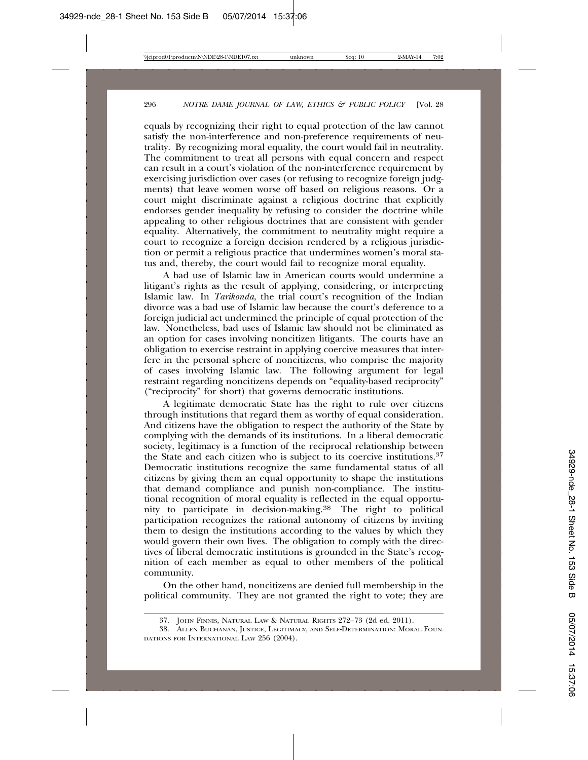equals by recognizing their right to equal protection of the law cannot satisfy the non-interference and non-preference requirements of neutrality. By recognizing moral equality, the court would fail in neutrality. The commitment to treat all persons with equal concern and respect can result in a court's violation of the non-interference requirement by exercising jurisdiction over cases (or refusing to recognize foreign judgments) that leave women worse off based on religious reasons. Or a court might discriminate against a religious doctrine that explicitly endorses gender inequality by refusing to consider the doctrine while appealing to other religious doctrines that are consistent with gender equality. Alternatively, the commitment to neutrality might require a court to recognize a foreign decision rendered by a religious jurisdiction or permit a religious practice that undermines women's moral status and, thereby, the court would fail to recognize moral equality.

A bad use of Islamic law in American courts would undermine a litigant's rights as the result of applying, considering, or interpreting Islamic law. In *Tarikonda*, the trial court's recognition of the Indian divorce was a bad use of Islamic law because the court's deference to a foreign judicial act undermined the principle of equal protection of the law. Nonetheless, bad uses of Islamic law should not be eliminated as an option for cases involving noncitizen litigants. The courts have an obligation to exercise restraint in applying coercive measures that interfere in the personal sphere of noncitizens, who comprise the majority of cases involving Islamic law. The following argument for legal restraint regarding noncitizens depends on "equality-based reciprocity" ("reciprocity" for short) that governs democratic institutions.

A legitimate democratic State has the right to rule over citizens through institutions that regard them as worthy of equal consideration. And citizens have the obligation to respect the authority of the State by complying with the demands of its institutions. In a liberal democratic society, legitimacy is a function of the reciprocal relationship between the State and each citizen who is subject to its coercive institutions.[37] Democratic institutions recognize the same fundamental status of all citizens by giving them an equal opportunity to shape the institutions that demand compliance and punish non-compliance. The institutional recognition of moral equality is reflected in the equal opportunity to participate in decision-making.[38] The right to political participation recognizes the rational autonomy of citizens by inviting them to design the institutions according to the values by which they would govern their own lives. The obligation to comply with the directives of liberal democratic institutions is grounded in the State's recognition of each member as equal to other members of the political community.

On the other hand, noncitizens are denied full membership in the political community. They are not granted the right to vote; they are

---

37. John Finnis, Natural Law & Natural Rights 272–73 (2d ed. 2011).

38. Allen Buchanan, Justice, Legitimacy, and Self-Determination: Moral Foundations for International Law 256 (2004).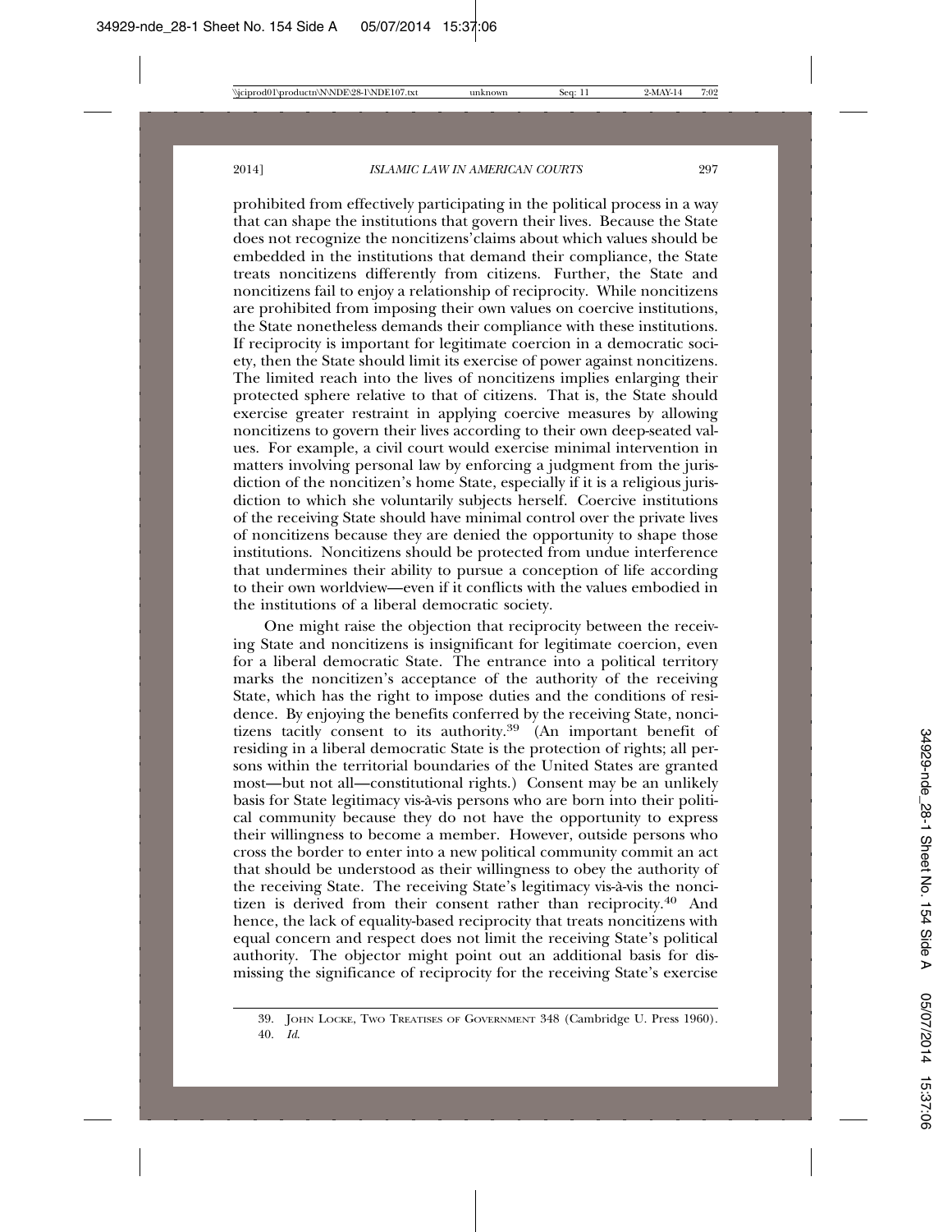prohibited from effectively participating in the political process in a way that can shape the institutions that govern their lives. Because the State does not recognize the noncitizens' claims about which values should be embedded in the institutions that demand their compliance, the State treats noncitizens differently from citizens. Further, the State and noncitizens fail to enjoy a relationship of reciprocity. While noncitizens are prohibited from imposing their own values on coercive institutions, the State nonetheless demands their compliance with these institutions. If reciprocity is important for legitimate coercion in a democratic society, then the State should limit its exercise of power against noncitizens. The limited reach into the lives of noncitizens implies enlarging their protected sphere relative to that of citizens. That is, the State should exercise greater restraint in applying coercive measures by allowing noncitizens to govern their lives according to their own deep-seated values. For example, a civil court would exercise minimal intervention in matters involving personal law by enforcing a judgment from the jurisdiction of the noncitizen's home State, especially if it is a religious jurisdiction to which she voluntarily subjects herself. Coercive institutions of the receiving State should have minimal control over the private lives of noncitizens because they are denied the opportunity to shape those institutions. Noncitizens should be protected from undue interference that undermines their ability to pursue a conception of life according to their own worldview—even if it conflicts with the values embodied in the institutions of a liberal democratic society.

One might raise the objection that reciprocity between the receiving State and noncitizens is insignificant for legitimate coercion, even for a liberal democratic State. The entrance into a political territory marks the noncitizen's acceptance of the authority of the receiving State, which has the right to impose duties and the conditions of residence. By enjoying the benefits conferred by the receiving State, noncitizens tacitly consent to its authority.[39] (An important benefit of residing in a liberal democratic State is the protection of rights; all persons within the territorial boundaries of the United States are granted most—but not all—constitutional rights.) Consent may be an unlikely basis for State legitimacy vis-à-vis persons who are born into their political community because they do not have the opportunity to express their willingness to become a member. However, outside persons who cross the border to enter into a new political community commit an act that should be understood as their willingness to obey the authority of the receiving State. The receiving State's legitimacy vis-à-vis the noncitizen is derived from their consent rather than reciprocity.[40] And hence, the lack of equality-based reciprocity that treats noncitizens with equal concern and respect does not limit the receiving State's political authority. The objector might point out an additional basis for dismissing the significance of reciprocity for the receiving State's exercise

39. John Locke, Two Treatises of Government 348 (Cambridge U. Press 1960).

40. *Id.*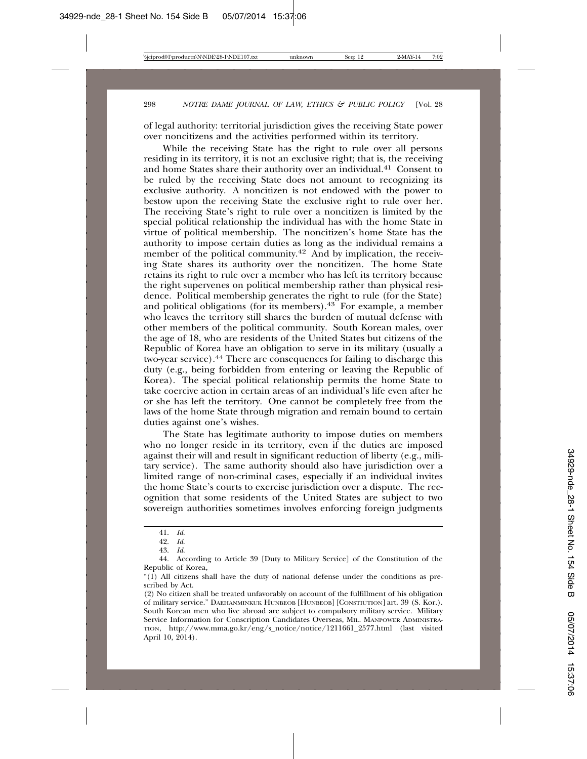of legal authority: territorial jurisdiction gives the receiving State power over noncitizens and the activities performed within its territory.

While the receiving State has the right to rule over all persons residing in its territory, it is not an exclusive right; that is, the receiving and home States share their authority over an individual.[41] Consent to be ruled by the receiving State does not amount to recognizing its exclusive authority. A noncitizen is not endowed with the power to bestow upon the receiving State the exclusive right to rule over her. The receiving State's right to rule over a noncitizen is limited by the special political relationship the individual has with the home State in virtue of political membership. The noncitizen's home State has the authority to impose certain duties as long as the individual remains a member of the political community.[42] And by implication, the receiving State shares its authority over the noncitizen. The home State retains its right to rule over a member who has left its territory because the right supervenes on political membership rather than physical residence. Political membership generates the right to rule (for the State) and political obligations (for its members).[43] For example, a member who leaves the territory still shares the burden of mutual defense with other members of the political community. South Korean males, over the age of 18, who are residents of the United States but citizens of the Republic of Korea have an obligation to serve in its military (usually a two-year service).[44] There are consequences for failing to discharge this duty (e.g., being forbidden from entering or leaving the Republic of Korea). The special political relationship permits the home State to take coercive action in certain areas of an individual's life even after he or she has left the territory. One cannot be completely free from the laws of the home State through migration and remain bound to certain duties against one's wishes.

The State has legitimate authority to impose duties on members who no longer reside in its territory, even if the duties are imposed against their will and result in significant reduction of liberty (e.g., military service). The same authority should also have jurisdiction over a limited range of non-criminal cases, especially if an individual invites the home State's courts to exercise jurisdiction over a dispute. The recognition that some residents of the United States are subject to two sovereign authorities sometimes involves enforcing foreign judgments

---

41. *Id.*

42. *Id.*

43. *Id.*

44. According to Article 39 [Duty to Military Service] of the Constitution of the Republic of Korea,

"(1) All citizens shall have the duty of national defense under the conditions as prescribed by Act.

(2) No citizen shall be treated unfavorably on account of the fulfillment of his obligation of military service." DAEHANMINKUK HUNBEOB [HUNBEOB] [CONSTIUTION] art. 39 (S. Kor.). South Korean men who live abroad are subject to compulsory military service. Military Service Information for Conscription Candidates Overseas, MIL. MANPOWER ADMINISTRATION, http://www.mma.go.kr/eng/s_notice/notice/1211661_2577.html (last visited April 10, 2014).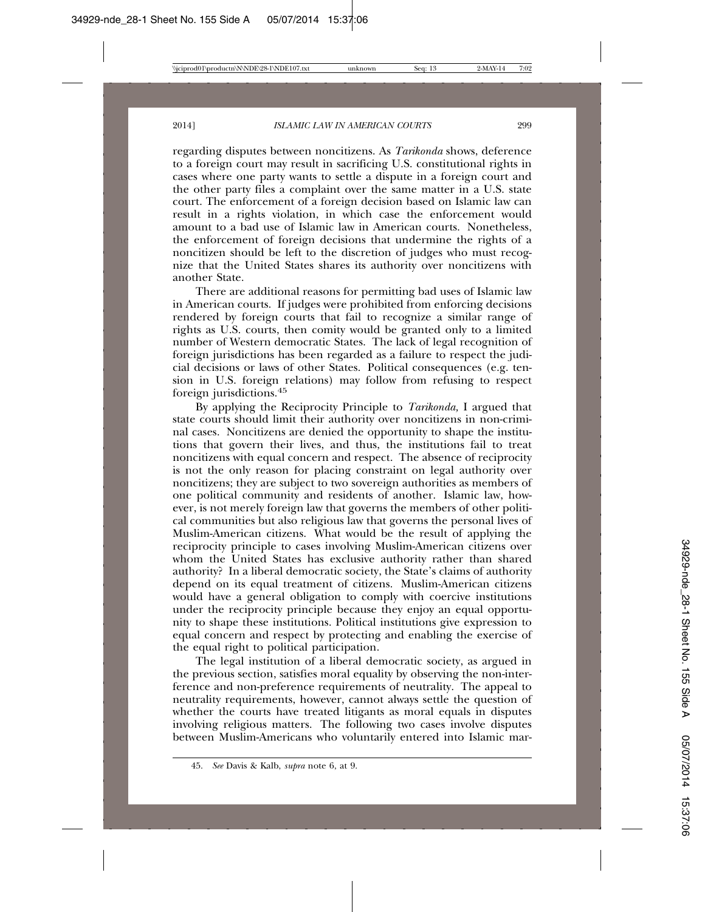regarding disputes between noncitizens. As *Tarikonda* shows, deference to a foreign court may result in sacrificing U.S. constitutional rights in cases where one party wants to settle a dispute in a foreign court and the other party files a complaint over the same matter in a U.S. state court. The enforcement of a foreign decision based on Islamic law can result in a rights violation, in which case the enforcement would amount to a bad use of Islamic law in American courts. Nonetheless, the enforcement of foreign decisions that undermine the rights of a noncitizen should be left to the discretion of judges who must recognize that the United States shares its authority over noncitizens with another State.

There are additional reasons for permitting bad uses of Islamic law in American courts. If judges were prohibited from enforcing decisions rendered by foreign courts that fail to recognize a similar range of rights as U.S. courts, then comity would be granted only to a limited number of Western democratic States. The lack of legal recognition of foreign jurisdictions has been regarded as a failure to respect the judicial decisions or laws of other States. Political consequences (e.g. tension in U.S. foreign relations) may follow from refusing to respect foreign jurisdictions.[45]

By applying the Reciprocity Principle to *Tarikonda,* I argued that state courts should limit their authority over noncitizens in non-criminal cases. Noncitizens are denied the opportunity to shape the institutions that govern their lives, and thus, the institutions fail to treat noncitizens with equal concern and respect. The absence of reciprocity is not the only reason for placing constraint on legal authority over noncitizens; they are subject to two sovereign authorities as members of one political community and residents of another. Islamic law, however, is not merely foreign law that governs the members of other political communities but also religious law that governs the personal lives of Muslim-American citizens. What would be the result of applying the reciprocity principle to cases involving Muslim-American citizens over whom the United States has exclusive authority rather than shared authority? In a liberal democratic society, the State's claims of authority depend on its equal treatment of citizens. Muslim-American citizens would have a general obligation to comply with coercive institutions under the reciprocity principle because they enjoy an equal opportunity to shape these institutions. Political institutions give expression to equal concern and respect by protecting and enabling the exercise of the equal right to political participation.

The legal institution of a liberal democratic society, as argued in the previous section, satisfies moral equality by observing the non-interference and non-preference requirements of neutrality. The appeal to neutrality requirements, however, cannot always settle the question of whether the courts have treated litigants as moral equals in disputes involving religious matters. The following two cases involve disputes between Muslim-Americans who voluntarily entered into Islamic mar-

45. *See* Davis & Kalb, *supra* note 6, at 9.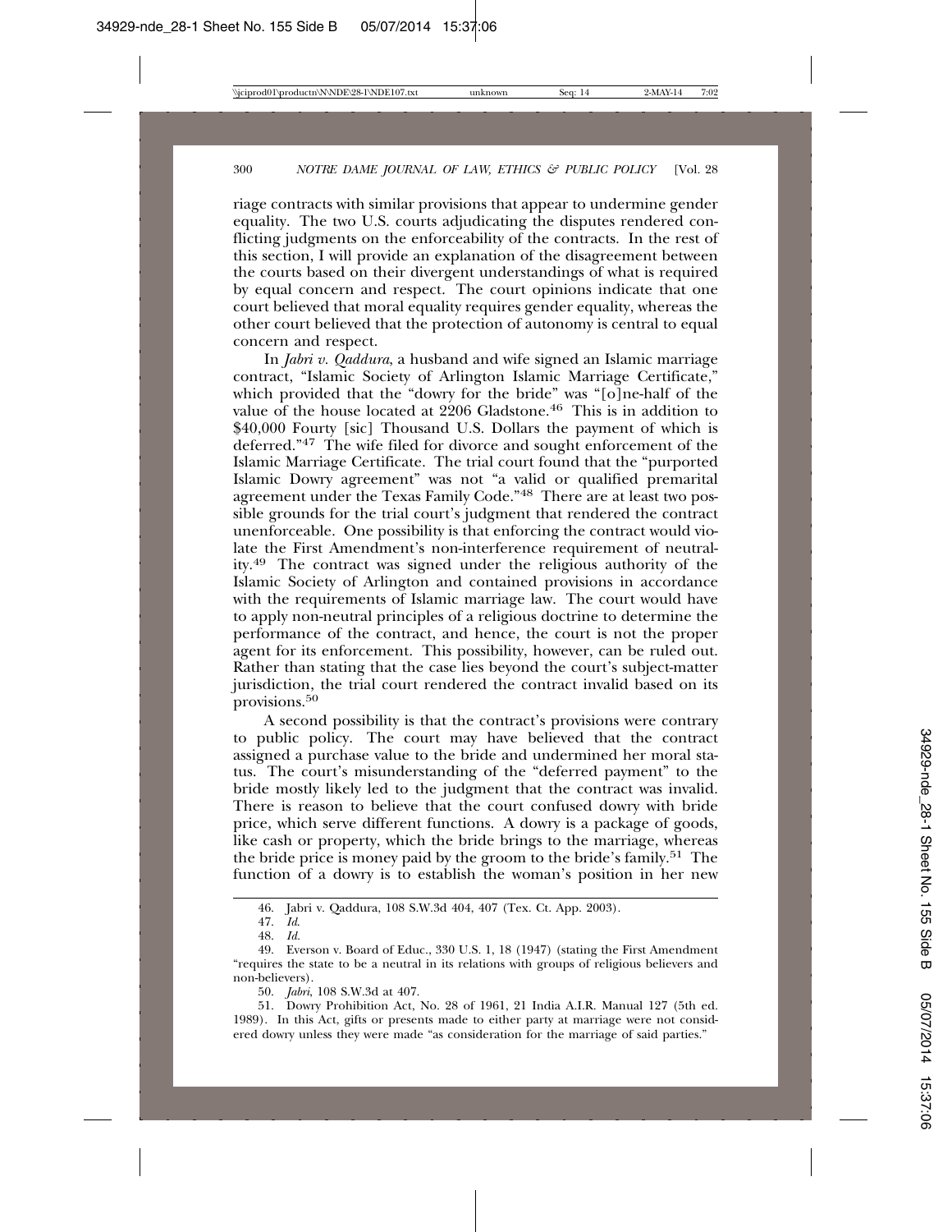riage contracts with similar provisions that appear to undermine gender equality. The two U.S. courts adjudicating the disputes rendered conflicting judgments on the enforceability of the contracts. In the rest of this section, I will provide an explanation of the disagreement between the courts based on their divergent understandings of what is required by equal concern and respect. The court opinions indicate that one court believed that moral equality requires gender equality, whereas the other court believed that the protection of autonomy is central to equal concern and respect.

In *Jabri v. Qaddura*, a husband and wife signed an Islamic marriage contract, "Islamic Society of Arlington Islamic Marriage Certificate," which provided that the "dowry for the bride" was "[o]ne-half of the value of the house located at 2206 Gladstone.[46] This is in addition to $40,000 Fourty [sic] Thousand U.S. Dollars the payment of which is deferred."[47] The wife filed for divorce and sought enforcement of the Islamic Marriage Certificate. The trial court found that the "purported Islamic Dowry agreement" was not "a valid or qualified premarital agreement under the Texas Family Code."[48] There are at least two possible grounds for the trial court's judgment that rendered the contract unenforceable. One possibility is that enforcing the contract would violate the First Amendment's non-interference requirement of neutrality.[49] The contract was signed under the religious authority of the Islamic Society of Arlington and contained provisions in accordance with the requirements of Islamic marriage law. The court would have to apply non-neutral principles of a religious doctrine to determine the performance of the contract, and hence, the court is not the proper agent for its enforcement. This possibility, however, can be ruled out. Rather than stating that the case lies beyond the court's subject-matter jurisdiction, the trial court rendered the contract invalid based on its provisions.[50]

A second possibility is that the contract's provisions were contrary to public policy. The court may have believed that the contract assigned a purchase value to the bride and undermined her moral status. The court's misunderstanding of the "deferred payment" to the bride mostly likely led to the judgment that the contract was invalid. There is reason to believe that the court confused dowry with bride price, which serve different functions. A dowry is a package of goods, like cash or property, which the bride brings to the marriage, whereas the bride price is money paid by the groom to the bride's family.[51] The function of a dowry is to establish the woman's position in her new

---

46. Jabri v. Qaddura, 108 S.W.3d 404, 407 (Tex. Ct. App. 2003).

47. *Id.*

48. *Id.*

49. Everson v. Board of Educ., 330 U.S. 1, 18 (1947) (stating the First Amendment "requires the state to be a neutral in its relations with groups of religious believers and non-believers).

50. *Jabri*, 108 S.W.3d at 407.

51. Dowry Prohibition Act, No. 28 of 1961, 21 India A.I.R. Manual 127 (5th ed. 1989). In this Act, gifts or presents made to either party at marriage were not considered dowry unless they were made "as consideration for the marriage of said parties."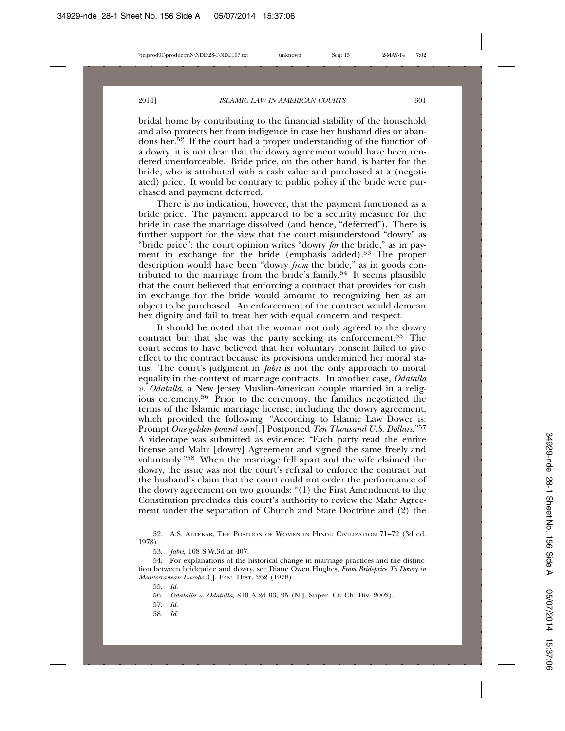bridal home by contributing to the financial stability of the household and also protects her from indigence in case her husband dies or abandons her.[52] If the court had a proper understanding of the function of a dowry, it is not clear that the dowry agreement would have been rendered unenforceable. Bride price, on the other hand, is barter for the bride, who is attributed with a cash value and purchased at a (negotiated) price. It would be contrary to public policy if the bride were purchased and payment deferred.

There is no indication, however, that the payment functioned as a bride price. The payment appeared to be a security measure for the bride in case the marriage dissolved (and hence, "deferred"). There is further support for the view that the court misunderstood "dowry" as "bride price": the court opinion writes "dowry *for* the bride," as in payment in exchange for the bride (emphasis added).[53] The proper description would have been "dowry *from* the bride," as in goods contributed to the marriage from the bride's family.[54] It seems plausible that the court believed that enforcing a contract that provides for cash in exchange for the bride would amount to recognizing her as an object to be purchased. An enforcement of the contract would demean her dignity and fail to treat her with equal concern and respect.

It should be noted that the woman not only agreed to the dowry contract but that she was the party seeking its enforcement.[55] The court seems to have believed that her voluntary consent failed to give effect to the contract because its provisions undermined her moral status. The court's judgment in *Jabri* is not the only approach to moral equality in the context of marriage contracts. In another case, *Odatalla v. Odatalla,* a New Jersey Muslim-American couple married in a religious ceremony.[56] Prior to the ceremony, the families negotiated the terms of the Islamic marriage license, including the dowry agreement, which provided the following: "According to Islamic Law Dower is: Prompt *One golden pound coin*[.] Postponed *Ten Thousand U.S. Dollars*."[57] A videotape was submitted as evidence: "Each party read the entire license and Mahr [dowry] Agreement and signed the same freely and voluntarily."[58] When the marriage fell apart and the wife claimed the dowry, the issue was not the court's refusal to enforce the contract but the husband's claim that the court could not order the performance of the dowry agreement on two grounds: "(1) the First Amendment to the Constitution precludes this court's authority to review the Mahr Agreement under the separation of Church and State Doctrine and (2) the

---

52. A.S. Altekar, The Position of Women in Hindu Civilization 71–72 (3d ed. 1978).

53. *Jabri*, 108 S.W.3d at 407.

54. For explanations of the historical change in marriage practices and the distinction between brideprice and dowry, see Diane Owen Hughes, *From Brideprice To Dowry in Mediterranean Europe* 3 J. Fam. Hist. 262 (1978).

55. *Id.*

56. *Odatalla v. Odatalla,* 810 A.2d 93, 95 (N.J. Super. Ct. Ch. Div. 2002).

57. *Id.*

58. *Id.*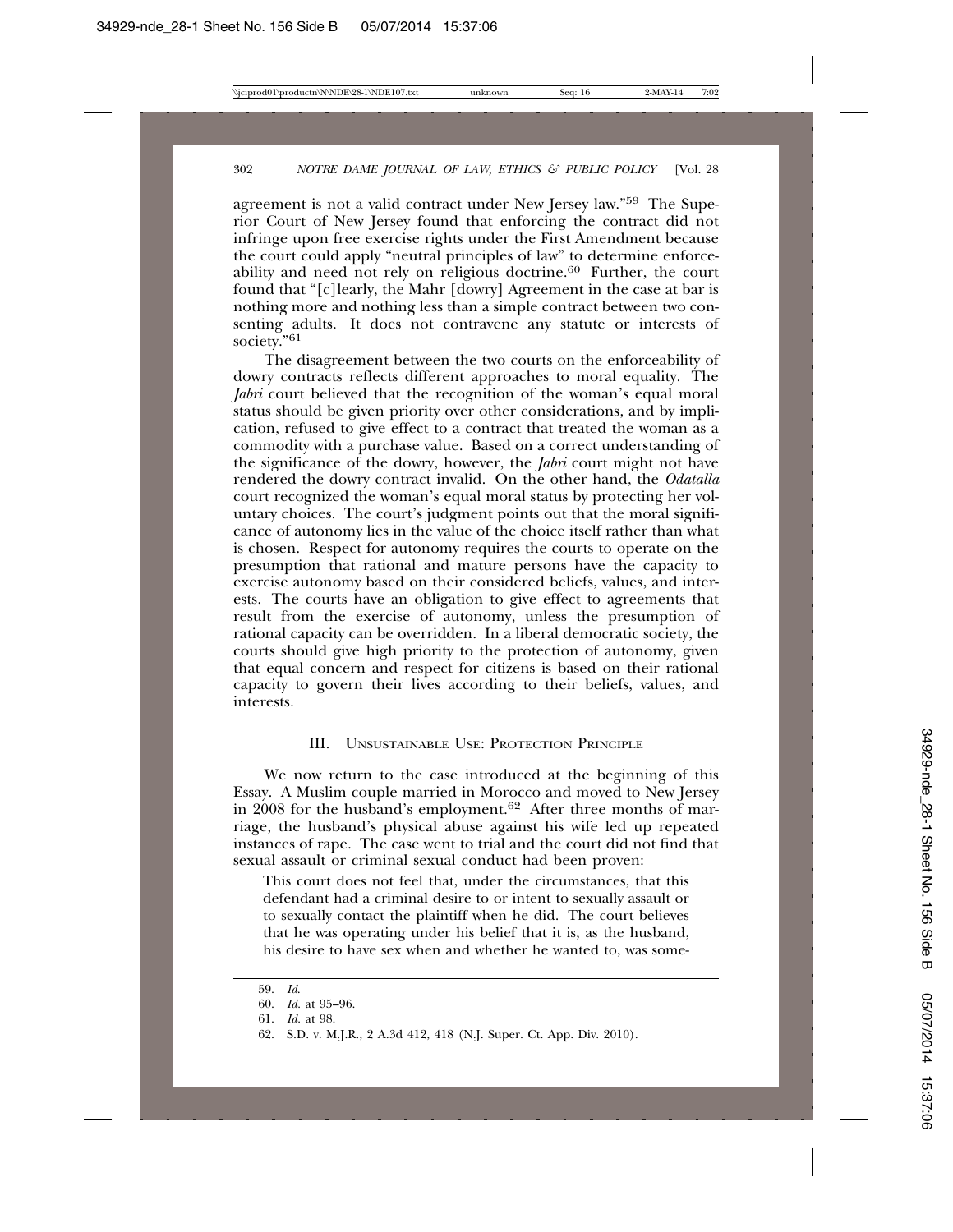agreement is not a valid contract under New Jersey law."[59] The Superior Court of New Jersey found that enforcing the contract did not infringe upon free exercise rights under the First Amendment because the court could apply "neutral principles of law" to determine enforceability and need not rely on religious doctrine.[60] Further, the court found that "[c]learly, the Mahr [dowry] Agreement in the case at bar is nothing more and nothing less than a simple contract between two consenting adults. It does not contravene any statute or interests of society."[61]

The disagreement between the two courts on the enforceability of dowry contracts reflects different approaches to moral equality. The *Jabri* court believed that the recognition of the woman's equal moral status should be given priority over other considerations, and by implication, refused to give effect to a contract that treated the woman as a commodity with a purchase value. Based on a correct understanding of the significance of the dowry, however, the *Jabri* court might not have rendered the dowry contract invalid. On the other hand, the *Odatalla* court recognized the woman's equal moral status by protecting her voluntary choices. The court's judgment points out that the moral significance of autonomy lies in the value of the choice itself rather than what is chosen. Respect for autonomy requires the courts to operate on the presumption that rational and mature persons have the capacity to exercise autonomy based on their considered beliefs, values, and interests. The courts have an obligation to give effect to agreements that result from the exercise of autonomy, unless the presumption of rational capacity can be overridden. In a liberal democratic society, the courts should give high priority to the protection of autonomy, given that equal concern and respect for citizens is based on their rational capacity to govern their lives according to their beliefs, values, and interests.

## III. Unsustainable Use: Protection Principle

We now return to the case introduced at the beginning of this Essay. A Muslim couple married in Morocco and moved to New Jersey in 2008 for the husband's employment.[62] After three months of marriage, the husband's physical abuse against his wife led up repeated instances of rape. The case went to trial and the court did not find that sexual assault or criminal sexual conduct had been proven:

> This court does not feel that, under the circumstances, that this defendant had a criminal desire to or intent to sexually assault or to sexually contact the plaintiff when he did. The court believes that he was operating under his belief that it is, as the husband, his desire to have sex when and whether he wanted to, was some-

---

59. *Id.*

60. *Id.* at 95–96.

61. *Id.* at 98.

62. S.D. v. M.J.R., 2 A.3d 412, 418 (N.J. Super. Ct. App. Div. 2010).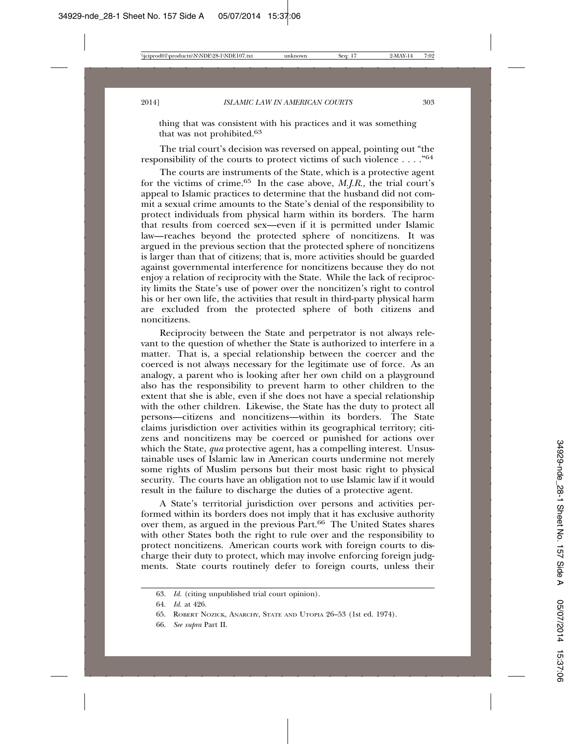thing that was consistent with his practices and it was something that was not prohibited.[63]

The trial court's decision was reversed on appeal, pointing out "the responsibility of the courts to protect victims of such violence . . . ."[64]

The courts are instruments of the State, which is a protective agent for the victims of crime.[65] In the case above, *M.J.R.*, the trial court's appeal to Islamic practices to determine that the husband did not commit a sexual crime amounts to the State's denial of the responsibility to protect individuals from physical harm within its borders. The harm that results from coerced sex—even if it is permitted under Islamic law—reaches beyond the protected sphere of noncitizens. It was argued in the previous section that the protected sphere of noncitizens is larger than that of citizens; that is, more activities should be guarded against governmental interference for noncitizens because they do not enjoy a relation of reciprocity with the State. While the lack of reciprocity limits the State's use of power over the noncitizen's right to control his or her own life, the activities that result in third-party physical harm are excluded from the protected sphere of both citizens and noncitizens.

Reciprocity between the State and perpetrator is not always relevant to the question of whether the State is authorized to interfere in a matter. That is, a special relationship between the coercer and the coerced is not always necessary for the legitimate use of force. As an analogy, a parent who is looking after her own child on a playground also has the responsibility to prevent harm to other children to the extent that she is able, even if she does not have a special relationship with the other children. Likewise, the State has the duty to protect all persons—citizens and noncitizens—within its borders. The State claims jurisdiction over activities within its geographical territory; citizens and noncitizens may be coerced or punished for actions over which the State, *qua* protective agent, has a compelling interest. Unsustainable uses of Islamic law in American courts undermine not merely some rights of Muslim persons but their most basic right to physical security. The courts have an obligation not to use Islamic law if it would result in the failure to discharge the duties of a protective agent.

A State's territorial jurisdiction over persons and activities performed within its borders does not imply that it has exclusive authority over them, as argued in the previous Part.[66] The United States shares with other States both the right to rule over and the responsibility to protect noncitizens. American courts work with foreign courts to discharge their duty to protect, which may involve enforcing foreign judgments. State courts routinely defer to foreign courts, unless their

---

63. *Id.* (citing unpublished trial court opinion).

64. *Id.* at 426.

65. Robert Nozick, Anarchy, State and Utopia 26–53 (1st ed. 1974).

66. *See supra* Part II.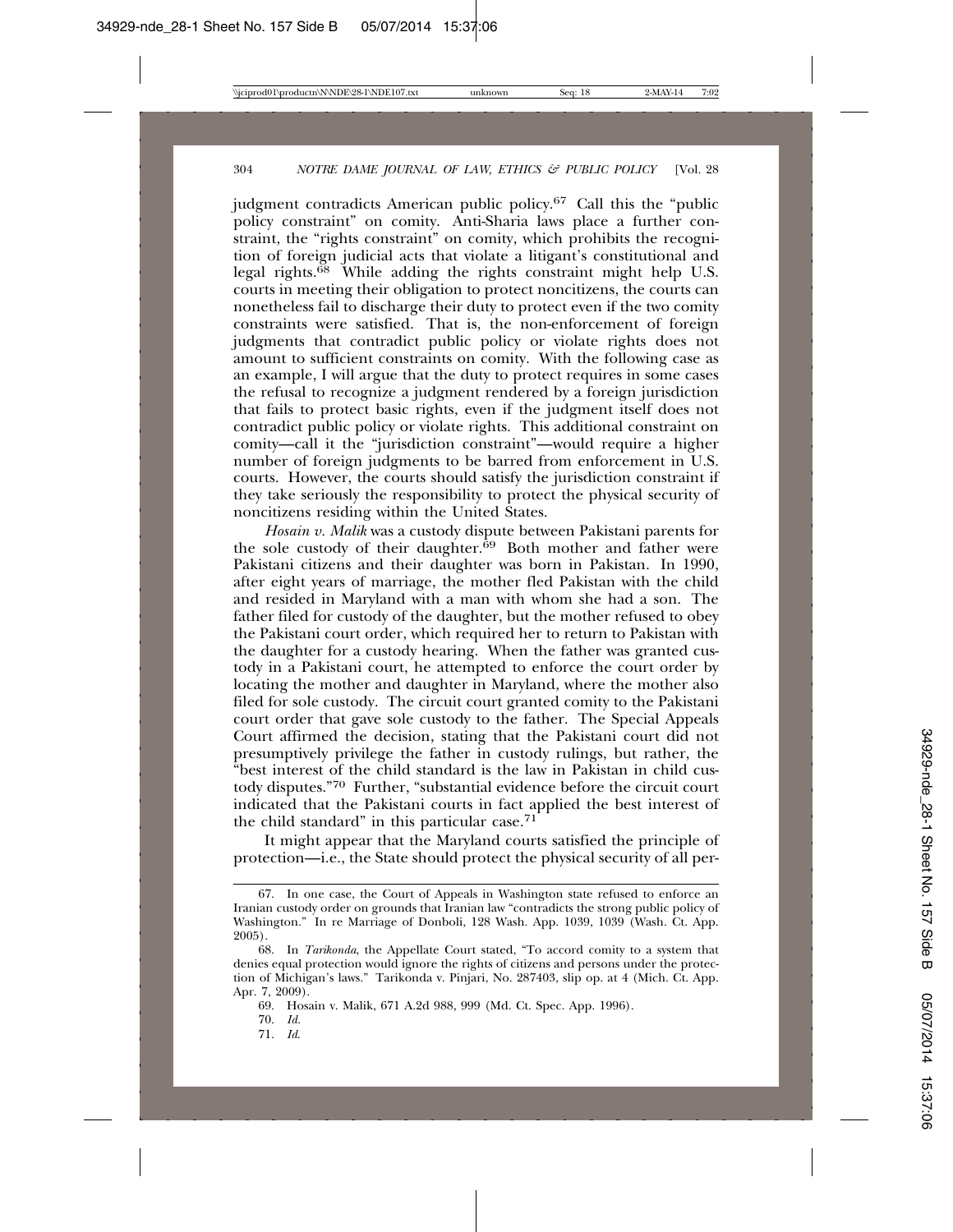judgment contradicts American public policy.[67] Call this the "public policy constraint" on comity. Anti-Sharia laws place a further constraint, the "rights constraint" on comity, which prohibits the recognition of foreign judicial acts that violate a litigant's constitutional and legal rights.[68] While adding the rights constraint might help U.S. courts in meeting their obligation to protect noncitizens, the courts can nonetheless fail to discharge their duty to protect even if the two comity constraints were satisfied. That is, the non-enforcement of foreign judgments that contradict public policy or violate rights does not amount to sufficient constraints on comity. With the following case as an example, I will argue that the duty to protect requires in some cases the refusal to recognize a judgment rendered by a foreign jurisdiction that fails to protect basic rights, even if the judgment itself does not contradict public policy or violate rights. This additional constraint on comity—call it the "jurisdiction constraint"—would require a higher number of foreign judgments to be barred from enforcement in U.S. courts. However, the courts should satisfy the jurisdiction constraint if they take seriously the responsibility to protect the physical security of noncitizens residing within the United States.

*Hosain v. Malik* was a custody dispute between Pakistani parents for the sole custody of their daughter.[69] Both mother and father were Pakistani citizens and their daughter was born in Pakistan. In 1990, after eight years of marriage, the mother fled Pakistan with the child and resided in Maryland with a man with whom she had a son. The father filed for custody of the daughter, but the mother refused to obey the Pakistani court order, which required her to return to Pakistan with the daughter for a custody hearing. When the father was granted custody in a Pakistani court, he attempted to enforce the court order by locating the mother and daughter in Maryland, where the mother also filed for sole custody. The circuit court granted comity to the Pakistani court order that gave sole custody to the father. The Special Appeals Court affirmed the decision, stating that the Pakistani court did not presumptively privilege the father in custody rulings, but rather, the "best interest of the child standard is the law in Pakistan in child custody disputes."[70] Further, "substantial evidence before the circuit court indicated that the Pakistani courts in fact applied the best interest of the child standard" in this particular case.[71]

It might appear that the Maryland courts satisfied the principle of protection—i.e., the State should protect the physical security of all per-

---

67. In one case, the Court of Appeals in Washington state refused to enforce an Iranian custody order on grounds that Iranian law "contradicts the strong public policy of Washington." In re Marriage of Donboli, 128 Wash. App. 1039, 1039 (Wash. Ct. App. 2005).

68. In *Tarikonda*, the Appellate Court stated, "To accord comity to a system that denies equal protection would ignore the rights of citizens and persons under the protection of Michigan's laws." Tarikonda v. Pinjari, No. 287403, slip op. at 4 (Mich. Ct. App. Apr. 7, 2009).

69. Hosain v. Malik, 671 A.2d 988, 999 (Md. Ct. Spec. App. 1996).

70. *Id.*

71. *Id.*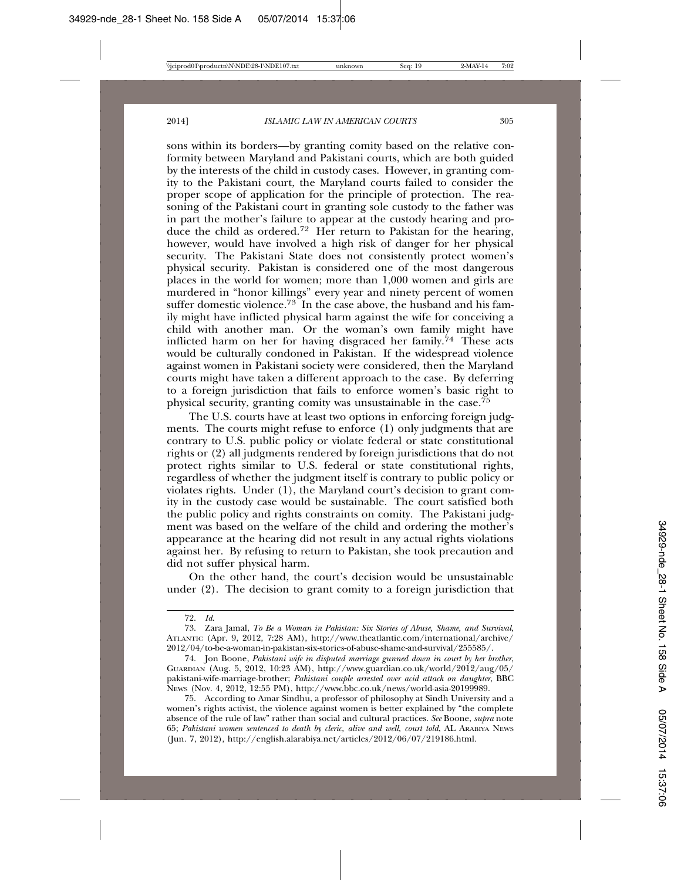sons within its borders—by granting comity based on the relative conformity between Maryland and Pakistani courts, which are both guided by the interests of the child in custody cases. However, in granting comity to the Pakistani court, the Maryland courts failed to consider the proper scope of application for the principle of protection. The reasoning of the Pakistani court in granting sole custody to the father was in part the mother's failure to appear at the custody hearing and produce the child as ordered.[72] Her return to Pakistan for the hearing, however, would have involved a high risk of danger for her physical security. The Pakistani State does not consistently protect women's physical security. Pakistan is considered one of the most dangerous places in the world for women; more than 1,000 women and girls are murdered in "honor killings" every year and ninety percent of women suffer domestic violence.[73] In the case above, the husband and his family might have inflicted physical harm against the wife for conceiving a child with another man. Or the woman's own family might have inflicted harm on her for having disgraced her family.[74] These acts would be culturally condoned in Pakistan. If the widespread violence against women in Pakistani society were considered, then the Maryland courts might have taken a different approach to the case. By deferring to a foreign jurisdiction that fails to enforce women's basic right to physical security, granting comity was unsustainable in the case.[75]

The U.S. courts have at least two options in enforcing foreign judgments. The courts might refuse to enforce (1) only judgments that are contrary to U.S. public policy or violate federal or state constitutional rights or (2) all judgments rendered by foreign jurisdictions that do not protect rights similar to U.S. federal or state constitutional rights, regardless of whether the judgment itself is contrary to public policy or violates rights. Under (1), the Maryland court's decision to grant comity in the custody case would be sustainable. The court satisfied both the public policy and rights constraints on comity. The Pakistani judgment was based on the welfare of the child and ordering the mother's appearance at the hearing did not result in any actual rights violations against her. By refusing to return to Pakistan, she took precaution and did not suffer physical harm.

On the other hand, the court's decision would be unsustainable under (2). The decision to grant comity to a foreign jurisdiction that

---

72. *Id.*

73. Zara Jamal, *To Be a Woman in Pakistan: Six Stories of Abuse, Shame, and Survival*, ATLANTIC (Apr. 9, 2012, 7:28 AM), http://www.theatlantic.com/international/archive/2012/04/to-be-a-woman-in-pakistan-six-stories-of-abuse-shame-and-survival/255585/.

74. Jon Boone, *Pakistani wife in disputed marriage gunned down in court by her brother*, GUARDIAN (Aug. 5, 2012, 10:23 AM), http://www.guardian.co.uk/world/2012/aug/05/pakistani-wife-marriage-brother; *Pakistani couple arrested over acid attack on daughter*, BBC NEWS (Nov. 4, 2012, 12:55 PM), http://www.bbc.co.uk/news/world-asia-20199989.

75. According to Amar Sindhu, a professor of philosophy at Sindh University and a women's rights activist, the violence against women is better explained by "the complete absence of the rule of law" rather than social and cultural practices. *See* Boone, *supra* note 65; *Pakistani women sentenced to death by cleric, alive and well, court told*, AL ARABIYA NEWS (Jun. 7, 2012), http://english.alarabiya.net/articles/2012/06/07/219186.html.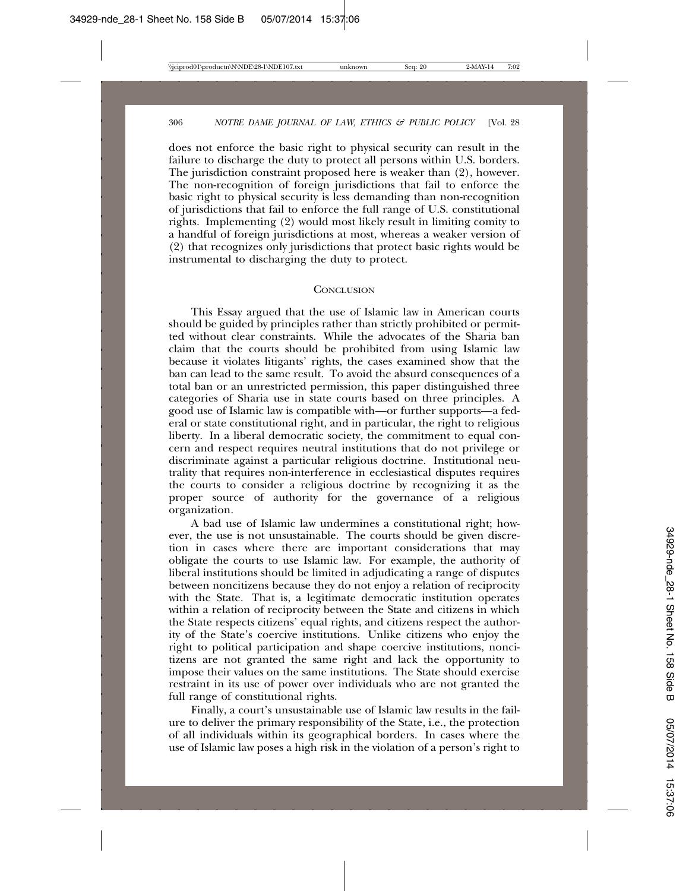does not enforce the basic right to physical security can result in the failure to discharge the duty to protect all persons within U.S. borders. The jurisdiction constraint proposed here is weaker than (2), however. The non-recognition of foreign jurisdictions that fail to enforce the basic right to physical security is less demanding than non-recognition of jurisdictions that fail to enforce the full range of U.S. constitutional rights. Implementing (2) would most likely result in limiting comity to a handful of foreign jurisdictions at most, whereas a weaker version of (2) that recognizes only jurisdictions that protect basic rights would be instrumental to discharging the duty to protect.

## Conclusion

This Essay argued that the use of Islamic law in American courts should be guided by principles rather than strictly prohibited or permitted without clear constraints. While the advocates of the Sharia ban claim that the courts should be prohibited from using Islamic law because it violates litigants' rights, the cases examined show that the ban can lead to the same result. To avoid the absurd consequences of a total ban or an unrestricted permission, this paper distinguished three categories of Sharia use in state courts based on three principles. A good use of Islamic law is compatible with—or further supports—a federal or state constitutional right, and in particular, the right to religious liberty. In a liberal democratic society, the commitment to equal concern and respect requires neutral institutions that do not privilege or discriminate against a particular religious doctrine. Institutional neutrality that requires non-interference in ecclesiastical disputes requires the courts to consider a religious doctrine by recognizing it as the proper source of authority for the governance of a religious organization.

A bad use of Islamic law undermines a constitutional right; however, the use is not unsustainable. The courts should be given discretion in cases where there are important considerations that may obligate the courts to use Islamic law. For example, the authority of liberal institutions should be limited in adjudicating a range of disputes between noncitizens because they do not enjoy a relation of reciprocity with the State. That is, a legitimate democratic institution operates within a relation of reciprocity between the State and citizens in which the State respects citizens' equal rights, and citizens respect the authority of the State's coercive institutions. Unlike citizens who enjoy the right to political participation and shape coercive institutions, noncitizens are not granted the same right and lack the opportunity to impose their values on the same institutions. The State should exercise restraint in its use of power over individuals who are not granted the full range of constitutional rights.

Finally, a court's unsustainable use of Islamic law results in the failure to deliver the primary responsibility of the State, i.e., the protection of all individuals within its geographical borders. In cases where the use of Islamic law poses a high risk in the violation of a person's right to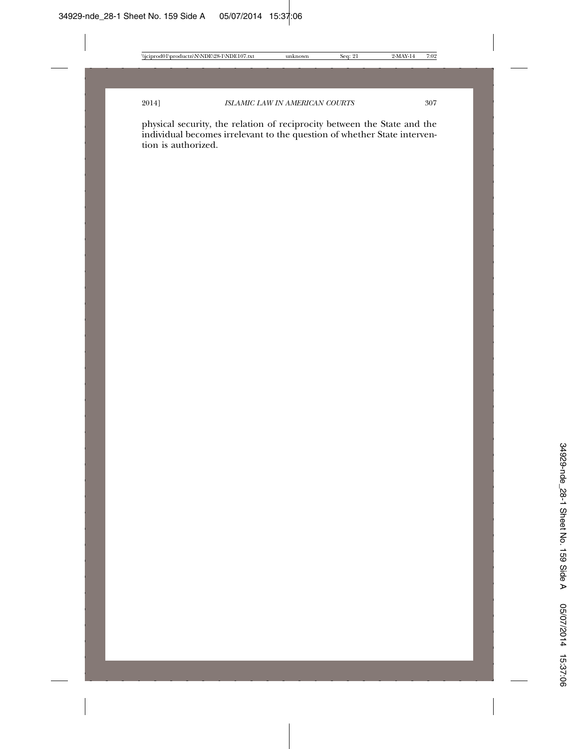physical security, the relation of reciprocity between the State and the individual becomes irrelevant to the question of whether State intervention is authorized.